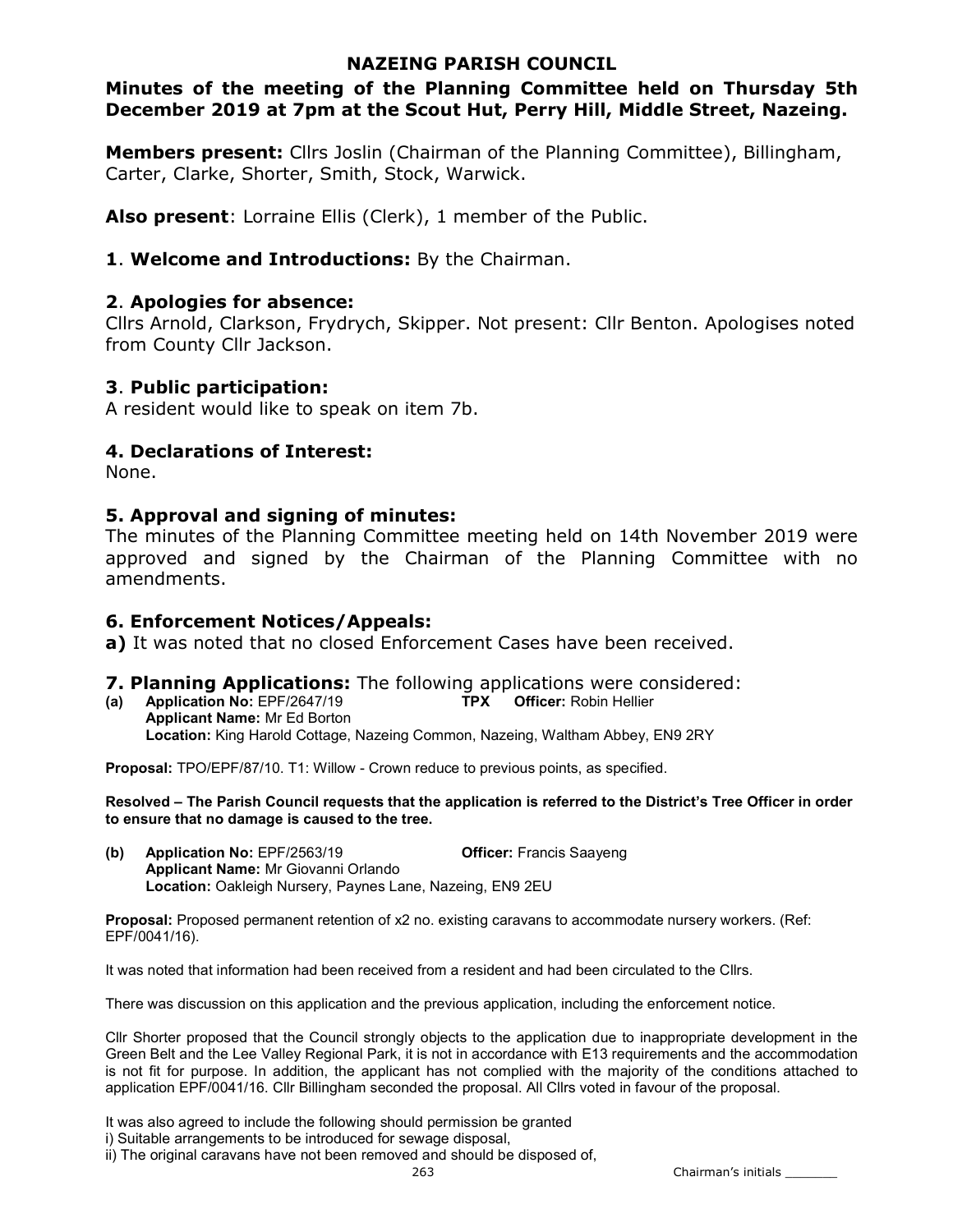# NAZEING PARISH COUNCIL

## Minutes of the meeting of the Planning Committee held on Thursday 5th December 2019 at 7pm at the Scout Hut, Perry Hill, Middle Street, Nazeing.

**Members present:** Cllrs Joslin (Chairman of the Planning Committee), Billingham, Carter, Clarke, Shorter, Smith, Stock, Warwick.

**Also present**: Lorraine Ellis (Clerk), 1 member of the Public.

### 1. Welcome and Introductions: By the Chairman.

### 2. Apologies for absence:

Cllrs Arnold, Clarkson, Frydrych, Skipper. Not present: Cllr Benton. Apologises noted from County Cllr Jackson.

### 3. Public participation:

A resident would like to speak on item 7b.

### 4. Declarations of Interest:

None.

### 5. Approval and signing of minutes:

The minutes of the Planning Committee meeting held on 14th November 2019 were approved and signed by the Chairman of the Planning Committee with no amendments.

### 6. Enforcement Notices/Appeals:

**a)** It was noted that no closed Enforcement Cases have been received.

### 7. Planning Applications: The following applications were considered:

**(a) Application No:** EPF/2647/19 **TPX Officer:** Robin Hellier
**Applicant Name:** Mr Ed Borton
**Location:** King Harold Cottage, Nazeing Common, Nazeing, Waltham Abbey, EN9 2RY

**Proposal:** TPO/EPF/87/10. T1: Willow - Crown reduce to previous points, as specified.

**Resolved – The Parish Council requests that the application is referred to the District's Tree Officer in order to ensure that no damage is caused to the tree.**

**(b) Application No:** EPF/2563/19 **Officer:** Francis Saayeng
**Applicant Name:** Mr Giovanni Orlando
**Location:** Oakleigh Nursery, Paynes Lane, Nazeing, EN9 2EU

**Proposal:** Proposed permanent retention of x2 no. existing caravans to accommodate nursery workers. (Ref: EPF/0041/16).

It was noted that information had been received from a resident and had been circulated to the Cllrs.

There was discussion on this application and the previous application, including the enforcement notice.

Cllr Shorter proposed that the Council strongly objects to the application due to inappropriate development in the Green Belt and the Lee Valley Regional Park, it is not in accordance with E13 requirements and the accommodation is not fit for purpose. In addition, the applicant has not complied with the majority of the conditions attached to application EPF/0041/16. Cllr Billingham seconded the proposal. All Cllrs voted in favour of the proposal.

It was also agreed to include the following should permission be granted

i) Suitable arrangements to be introduced for sewage disposal,
ii) The original caravans have not been removed and should be disposed of,

Chairman's initials ________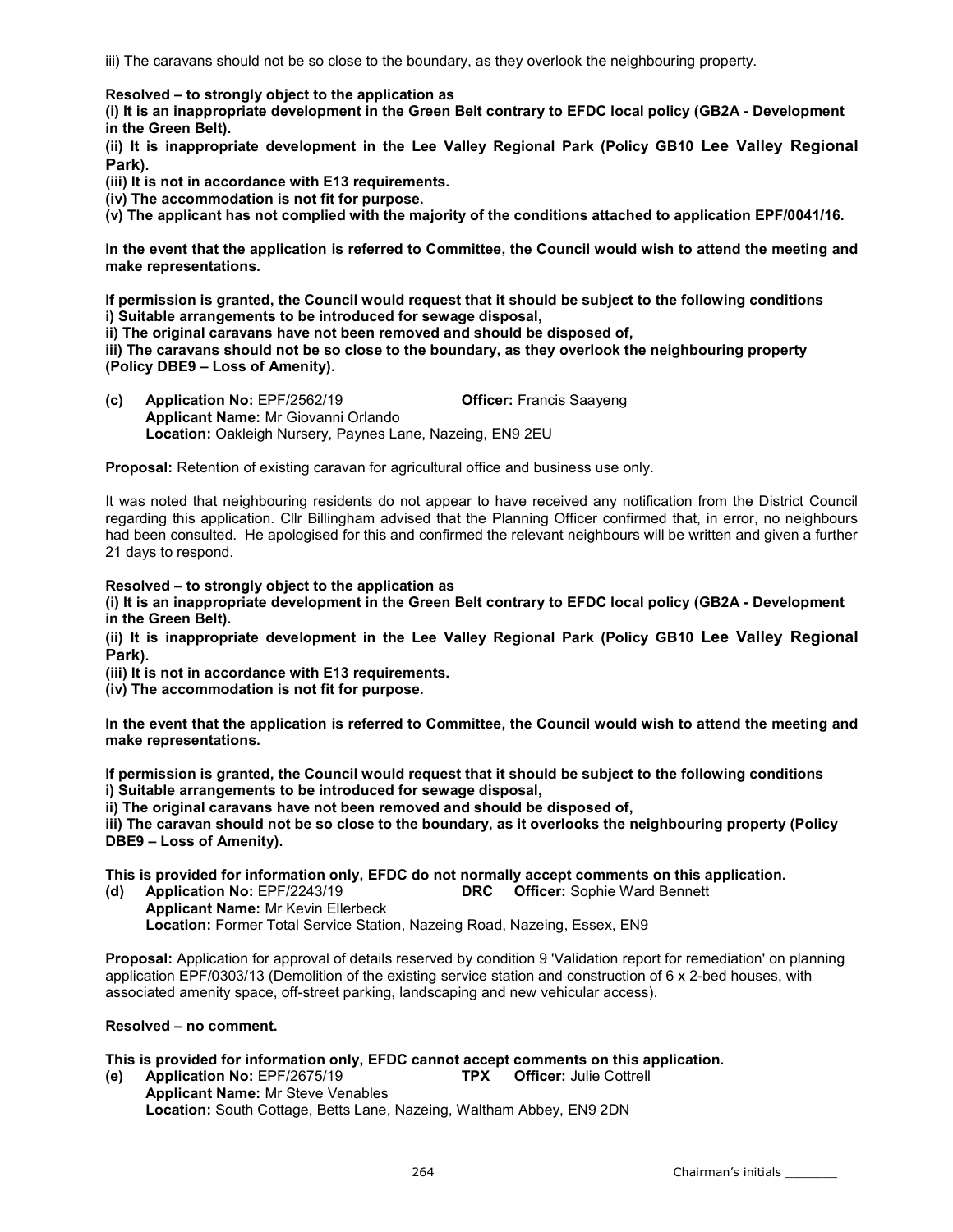iii) The caravans should not be so close to the boundary, as they overlook the neighbouring property.

**Resolved – to strongly object to the application as**

**(i) It is an inappropriate development in the Green Belt contrary to EFDC local policy (GB2A - Development in the Green Belt).**

**(ii) It is inappropriate development in the Lee Valley Regional Park (Policy GB10 Lee Valley Regional Park).**

**(iii) It is not in accordance with E13 requirements.**

**(iv) The accommodation is not fit for purpose.**

**(v) The applicant has not complied with the majority of the conditions attached to application EPF/0041/16.**

**In the event that the application is referred to Committee, the Council would wish to attend the meeting and make representations.**

**If permission is granted, the Council would request that it should be subject to the following conditions**
**i) Suitable arrangements to be introduced for sewage disposal,**
**ii) The original caravans have not been removed and should be disposed of,**
**iii) The caravans should not be so close to the boundary, as they overlook the neighbouring property (Policy DBE9 – Loss of Amenity).**

**(c) Application No:** EPF/2562/19 **Officer:** Francis Saayeng
**Applicant Name:** Mr Giovanni Orlando
**Location:** Oakleigh Nursery, Paynes Lane, Nazeing, EN9 2EU

**Proposal:** Retention of existing caravan for agricultural office and business use only.

It was noted that neighbouring residents do not appear to have received any notification from the District Council regarding this application. Cllr Billingham advised that the Planning Officer confirmed that, in error, no neighbours had been consulted. He apologised for this and confirmed the relevant neighbours will be written and given a further 21 days to respond.

**Resolved – to strongly object to the application as**

**(i) It is an inappropriate development in the Green Belt contrary to EFDC local policy (GB2A - Development in the Green Belt).**

**(ii) It is inappropriate development in the Lee Valley Regional Park (Policy GB10 Lee Valley Regional Park).**

**(iii) It is not in accordance with E13 requirements.**

**(iv) The accommodation is not fit for purpose.**

**In the event that the application is referred to Committee, the Council would wish to attend the meeting and make representations.**

**If permission is granted, the Council would request that it should be subject to the following conditions**
**i) Suitable arrangements to be introduced for sewage disposal,**
**ii) The original caravans have not been removed and should be disposed of,**
**iii) The caravan should not be so close to the boundary, as it overlooks the neighbouring property (Policy DBE9 – Loss of Amenity).**

**This is provided for information only, EFDC do not normally accept comments on this application.**

**(d) Application No:** EPF/2243/19 **DRC Officer:** Sophie Ward Bennett
**Applicant Name:** Mr Kevin Ellerbeck
**Location:** Former Total Service Station, Nazeing Road, Nazeing, Essex, EN9

**Proposal:** Application for approval of details reserved by condition 9 'Validation report for remediation' on planning application EPF/0303/13 (Demolition of the existing service station and construction of 6 x 2-bed houses, with associated amenity space, off-street parking, landscaping and new vehicular access).

**Resolved – no comment.**

**This is provided for information only, EFDC cannot accept comments on this application.**

**(e) Application No:** EPF/2675/19 **TPX Officer:** Julie Cottrell
**Applicant Name:** Mr Steve Venables
**Location:** South Cottage, Betts Lane, Nazeing, Waltham Abbey, EN9 2DN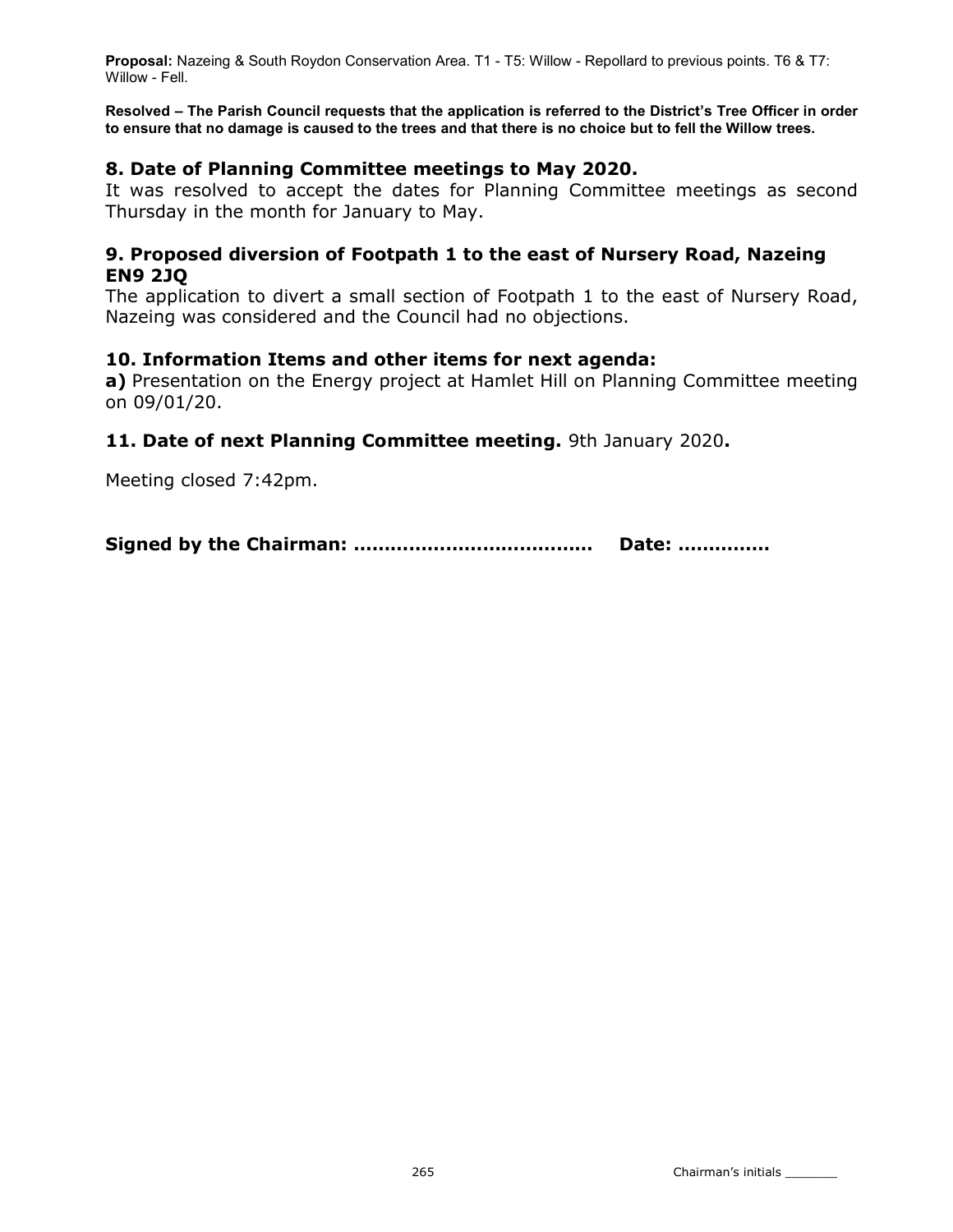**Proposal:** Nazeing & South Roydon Conservation Area. T1 - T5: Willow - Repollard to previous points. T6 & T7: Willow - Fell.

**Resolved – The Parish Council requests that the application is referred to the District's Tree Officer in order to ensure that no damage is caused to the trees and that there is no choice but to fell the Willow trees.**

### 8. Date of Planning Committee meetings to May 2020.

It was resolved to accept the dates for Planning Committee meetings as second Thursday in the month for January to May.

### 9. Proposed diversion of Footpath 1 to the east of Nursery Road, Nazeing EN9 2JQ

The application to divert a small section of Footpath 1 to the east of Nursery Road, Nazeing was considered and the Council had no objections.

### 10. Information Items and other items for next agenda:

**a)** Presentation on the Energy project at Hamlet Hill on Planning Committee meeting on 09/01/20.

### 11. Date of next Planning Committee meeting. 9th January 2020.

Meeting closed 7:42pm.

**Signed by the Chairman: …………………………………  Date: ……………**

Chairman's initials _______